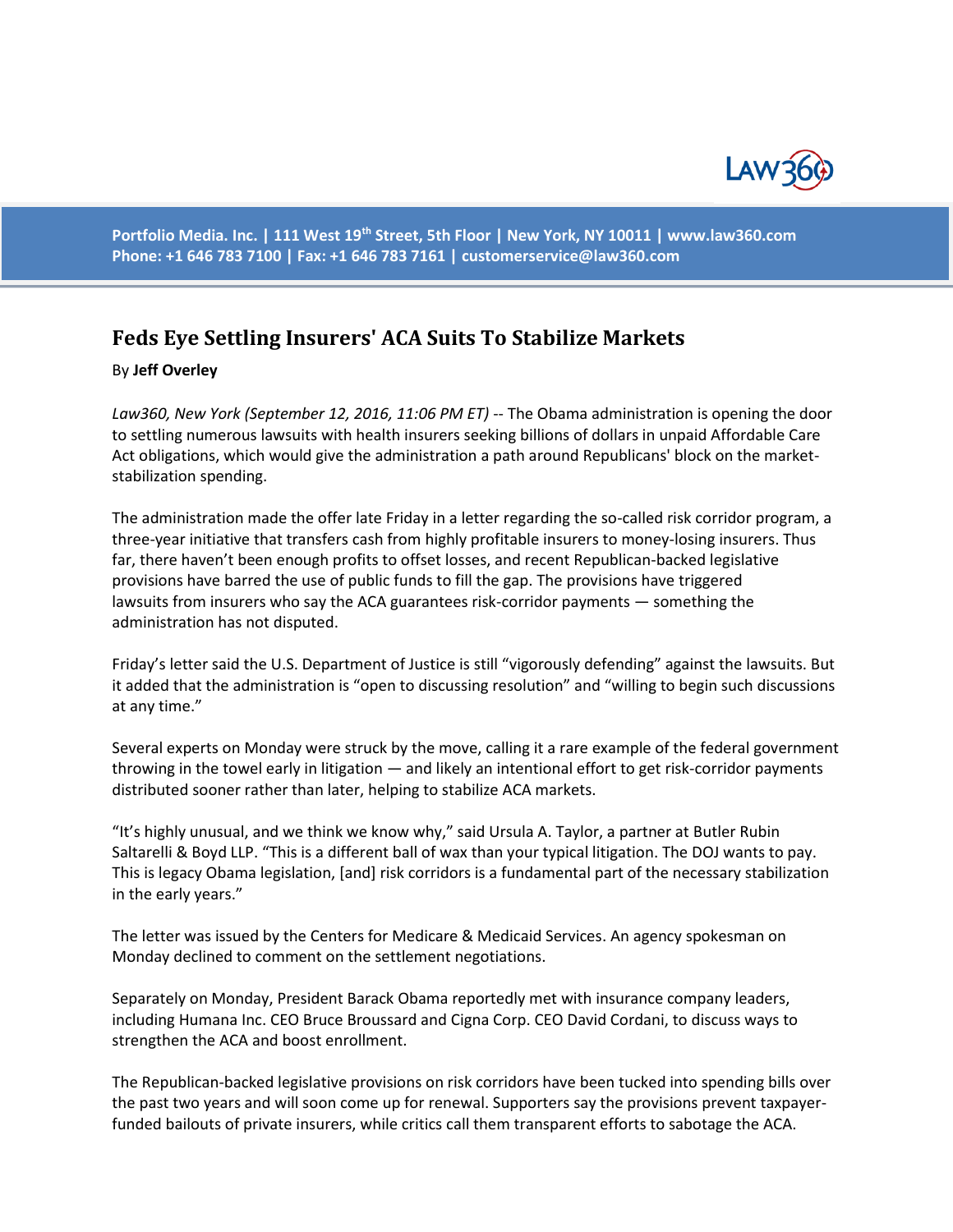Portfolio Media. Inc. | 111 West 19th Street, 5th Floor | New York, NY 10011 | www.law360.com
Phone: +1 646 783 7100 | Fax: +1 646 783 7161 | customerservice@law360.com

# Feds Eye Settling Insurers' ACA Suits To Stabilize Markets

By **Jeff Overley**

*Law360, New York (September 12, 2016, 11:06 PM ET)* -- The Obama administration is opening the door to settling numerous lawsuits with health insurers seeking billions of dollars in unpaid Affordable Care Act obligations, which would give the administration a path around Republicans' block on the market-stabilization spending.

The administration made the offer late Friday in a letter regarding the so-called risk corridor program, a three-year initiative that transfers cash from highly profitable insurers to money-losing insurers. Thus far, there haven't been enough profits to offset losses, and recent Republican-backed legislative provisions have barred the use of public funds to fill the gap. The provisions have triggered lawsuits from insurers who say the ACA guarantees risk-corridor payments — something the administration has not disputed.

Friday's letter said the U.S. Department of Justice is still "vigorously defending" against the lawsuits. But it added that the administration is "open to discussing resolution" and "willing to begin such discussions at any time."

Several experts on Monday were struck by the move, calling it a rare example of the federal government throwing in the towel early in litigation — and likely an intentional effort to get risk-corridor payments distributed sooner rather than later, helping to stabilize ACA markets.

"It's highly unusual, and we think we know why," said Ursula A. Taylor, a partner at Butler Rubin Saltarelli & Boyd LLP. "This is a different ball of wax than your typical litigation. The DOJ wants to pay. This is legacy Obama legislation, [and] risk corridors is a fundamental part of the necessary stabilization in the early years."

The letter was issued by the Centers for Medicare & Medicaid Services. An agency spokesman on Monday declined to comment on the settlement negotiations.

Separately on Monday, President Barack Obama reportedly met with insurance company leaders, including Humana Inc. CEO Bruce Broussard and Cigna Corp. CEO David Cordani, to discuss ways to strengthen the ACA and boost enrollment.

The Republican-backed legislative provisions on risk corridors have been tucked into spending bills over the past two years and will soon come up for renewal. Supporters say the provisions prevent taxpayer-funded bailouts of private insurers, while critics call them transparent efforts to sabotage the ACA.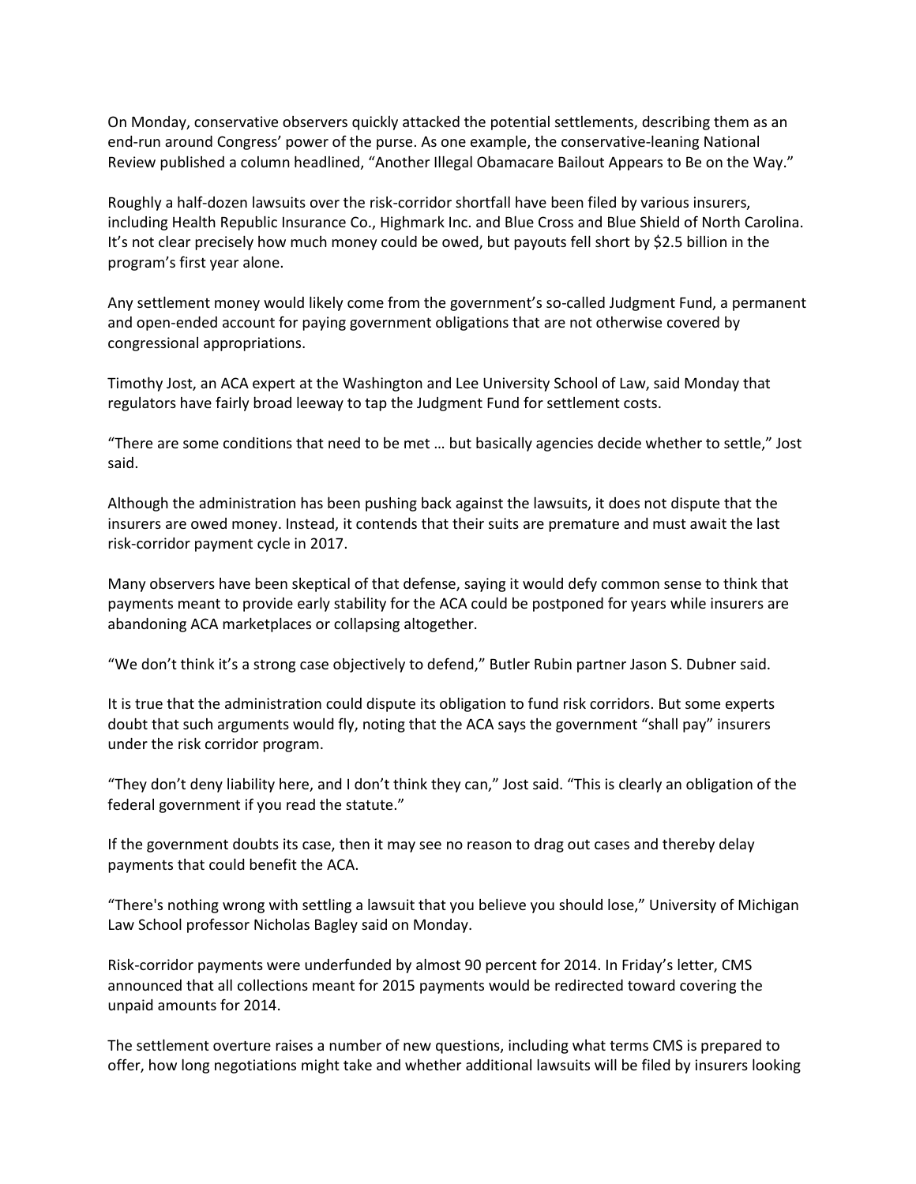On Monday, conservative observers quickly attacked the potential settlements, describing them as an end-run around Congress' power of the purse. As one example, the conservative-leaning National Review published a column headlined, "Another Illegal Obamacare Bailout Appears to Be on the Way."

Roughly a half-dozen lawsuits over the risk-corridor shortfall have been filed by various insurers, including Health Republic Insurance Co., Highmark Inc. and Blue Cross and Blue Shield of North Carolina. It's not clear precisely how much money could be owed, but payouts fell short by $2.5 billion in the program's first year alone.

Any settlement money would likely come from the government's so-called Judgment Fund, a permanent and open-ended account for paying government obligations that are not otherwise covered by congressional appropriations.

Timothy Jost, an ACA expert at the Washington and Lee University School of Law, said Monday that regulators have fairly broad leeway to tap the Judgment Fund for settlement costs.

"There are some conditions that need to be met … but basically agencies decide whether to settle," Jost said.

Although the administration has been pushing back against the lawsuits, it does not dispute that the insurers are owed money. Instead, it contends that their suits are premature and must await the last risk-corridor payment cycle in 2017.

Many observers have been skeptical of that defense, saying it would defy common sense to think that payments meant to provide early stability for the ACA could be postponed for years while insurers are abandoning ACA marketplaces or collapsing altogether.

"We don't think it's a strong case objectively to defend," Butler Rubin partner Jason S. Dubner said.

It is true that the administration could dispute its obligation to fund risk corridors. But some experts doubt that such arguments would fly, noting that the ACA says the government "shall pay" insurers under the risk corridor program.

"They don't deny liability here, and I don't think they can," Jost said. "This is clearly an obligation of the federal government if you read the statute."

If the government doubts its case, then it may see no reason to drag out cases and thereby delay payments that could benefit the ACA.

"There's nothing wrong with settling a lawsuit that you believe you should lose," University of Michigan Law School professor Nicholas Bagley said on Monday.

Risk-corridor payments were underfunded by almost 90 percent for 2014. In Friday's letter, CMS announced that all collections meant for 2015 payments would be redirected toward covering the unpaid amounts for 2014.

The settlement overture raises a number of new questions, including what terms CMS is prepared to offer, how long negotiations might take and whether additional lawsuits will be filed by insurers looking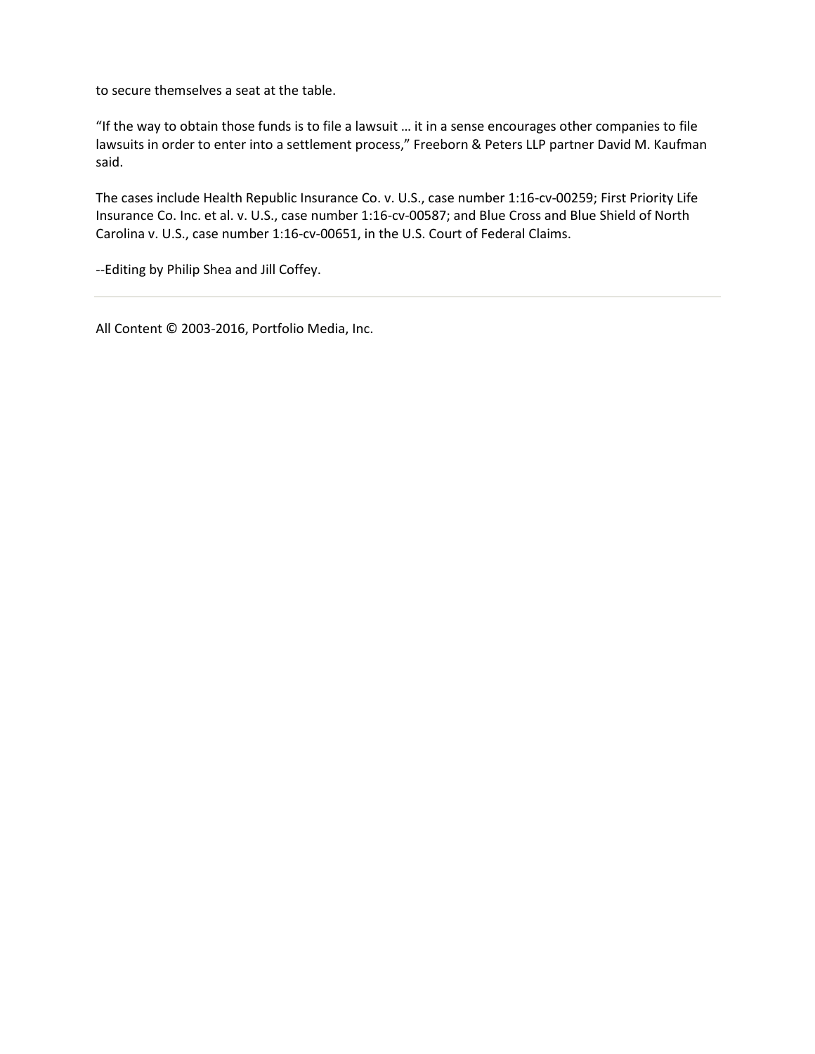to secure themselves a seat at the table.

“If the way to obtain those funds is to file a lawsuit … it in a sense encourages other companies to file lawsuits in order to enter into a settlement process,” Freeborn & Peters LLP partner David M. Kaufman said.

The cases include Health Republic Insurance Co. v. U.S., case number 1:16-cv-00259; First Priority Life Insurance Co. Inc. et al. v. U.S., case number 1:16-cv-00587; and Blue Cross and Blue Shield of North Carolina v. U.S., case number 1:16-cv-00651, in the U.S. Court of Federal Claims.

--Editing by Philip Shea and Jill Coffey.

---

All Content © 2003-2016, Portfolio Media, Inc.